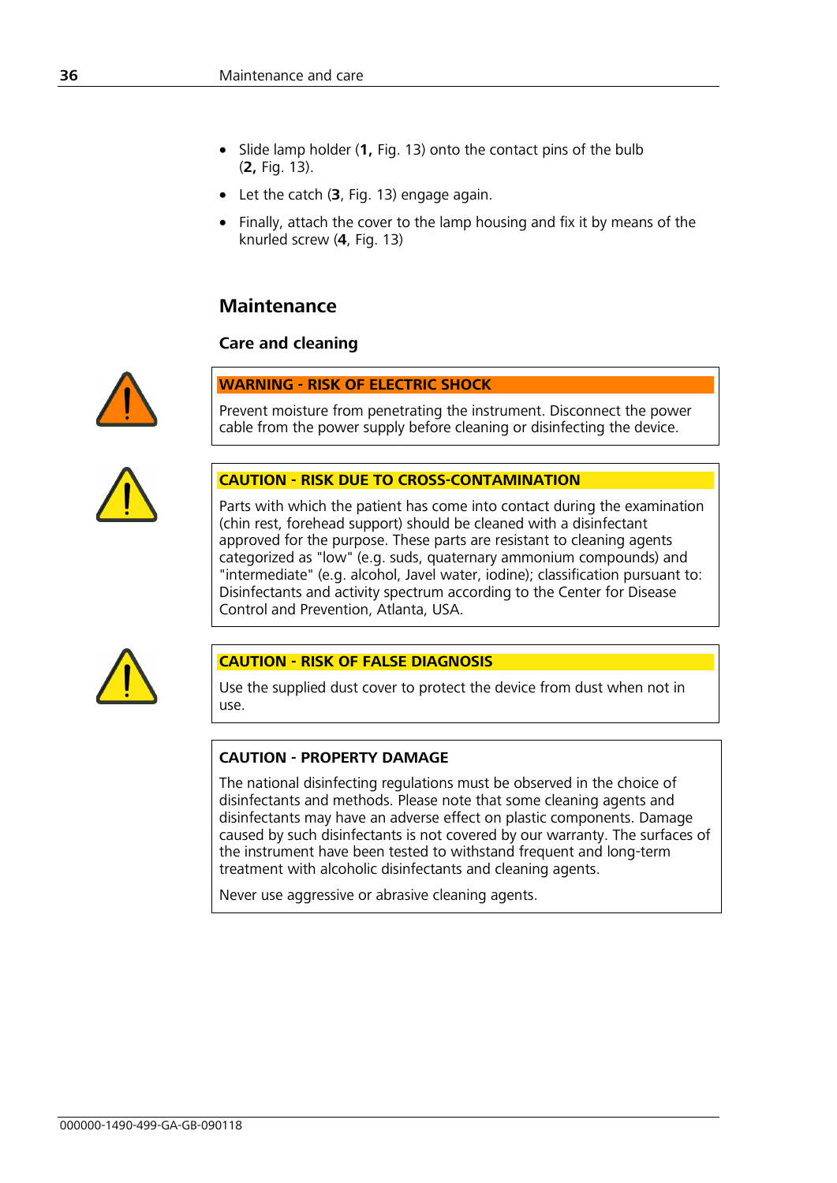- Slide lamp holder (**1,** Fig. 13) onto the contact pins of the bulb (**2,** Fig. 13).
- Let the catch (**3**, Fig. 13) engage again.
- Finally, attach the cover to the lamp housing and fix it by means of the knurled screw (**4**, Fig. 13)

## Maintenance

### Care and cleaning

**WARNING - RISK OF ELECTRIC SHOCK**

Prevent moisture from penetrating the instrument. Disconnect the power cable from the power supply before cleaning or disinfecting the device.

**CAUTION - RISK DUE TO CROSS-CONTAMINATION**

Parts with which the patient has come into contact during the examination (chin rest, forehead support) should be cleaned with a disinfectant approved for the purpose. These parts are resistant to cleaning agents categorized as "low" (e.g. suds, quaternary ammonium compounds) and "intermediate" (e.g. alcohol, Javel water, iodine); classification pursuant to: Disinfectants and activity spectrum according to the Center for Disease Control and Prevention, Atlanta, USA.

**CAUTION - RISK OF FALSE DIAGNOSIS**

Use the supplied dust cover to protect the device from dust when not in use.

**CAUTION - PROPERTY DAMAGE**

The national disinfecting regulations must be observed in the choice of disinfectants and methods. Please note that some cleaning agents and disinfectants may have an adverse effect on plastic components. Damage caused by such disinfectants is not covered by our warranty. The surfaces of the instrument have been tested to withstand frequent and long-term treatment with alcoholic disinfectants and cleaning agents.

Never use aggressive or abrasive cleaning agents.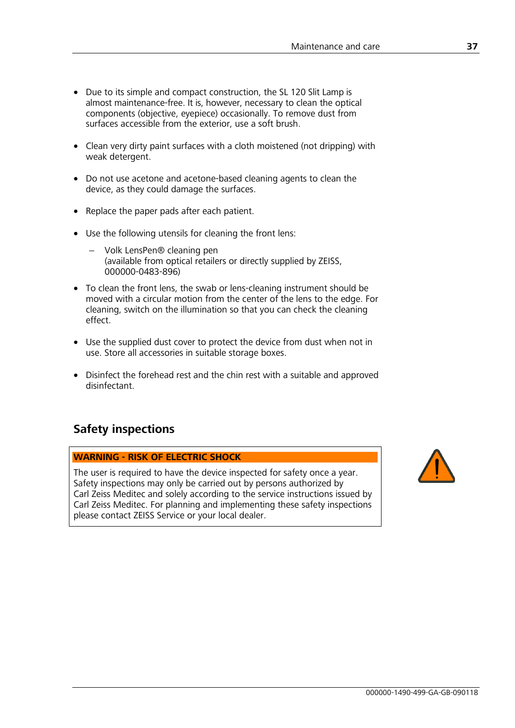- Due to its simple and compact construction, the SL 120 Slit Lamp is almost maintenance-free. It is, however, necessary to clean the optical components (objective, eyepiece) occasionally. To remove dust from surfaces accessible from the exterior, use a soft brush.

- Clean very dirty paint surfaces with a cloth moistened (not dripping) with weak detergent.

- Do not use acetone and acetone-based cleaning agents to clean the device, as they could damage the surfaces.

- Replace the paper pads after each patient.

- Use the following utensils for cleaning the front lens:
  - Volk LensPen® cleaning pen (available from optical retailers or directly supplied by ZEISS, 000000-0483-896)

- To clean the front lens, the swab or lens-cleaning instrument should be moved with a circular motion from the center of the lens to the edge. For cleaning, switch on the illumination so that you can check the cleaning effect.

- Use the supplied dust cover to protect the device from dust when not in use. Store all accessories in suitable storage boxes.

- Disinfect the forehead rest and the chin rest with a suitable and approved disinfectant.

## Safety inspections

**WARNING - RISK OF ELECTRIC SHOCK**

The user is required to have the device inspected for safety once a year. Safety inspections may only be carried out by persons authorized by Carl Zeiss Meditec and solely according to the service instructions issued by Carl Zeiss Meditec. For planning and implementing these safety inspections please contact ZEISS Service or your local dealer.